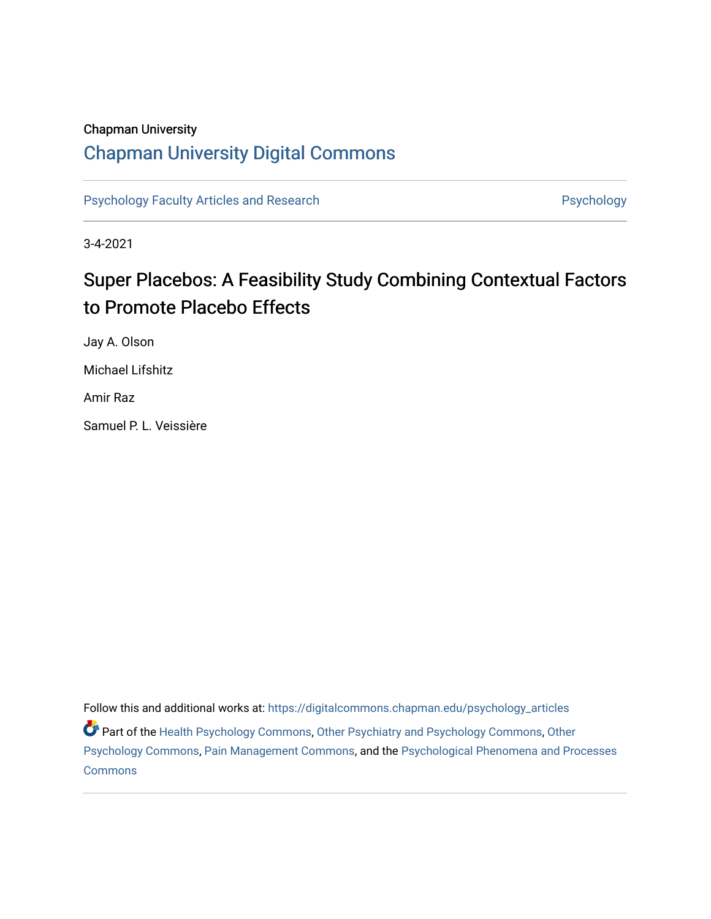Chapman University

## Chapman University Digital Commons

Psychology Faculty Articles and Research | Psychology

3-4-2021

# Super Placebos: A Feasibility Study Combining Contextual Factors to Promote Placebo Effects

Jay A. Olson

Michael Lifshitz

Amir Raz

Samuel P. L. Veissière

Follow this and additional works at: https://digitalcommons.chapman.edu/psychology_articles

Part of the Health Psychology Commons, Other Psychiatry and Psychology Commons, Other Psychology Commons, Pain Management Commons, and the Psychological Phenomena and Processes Commons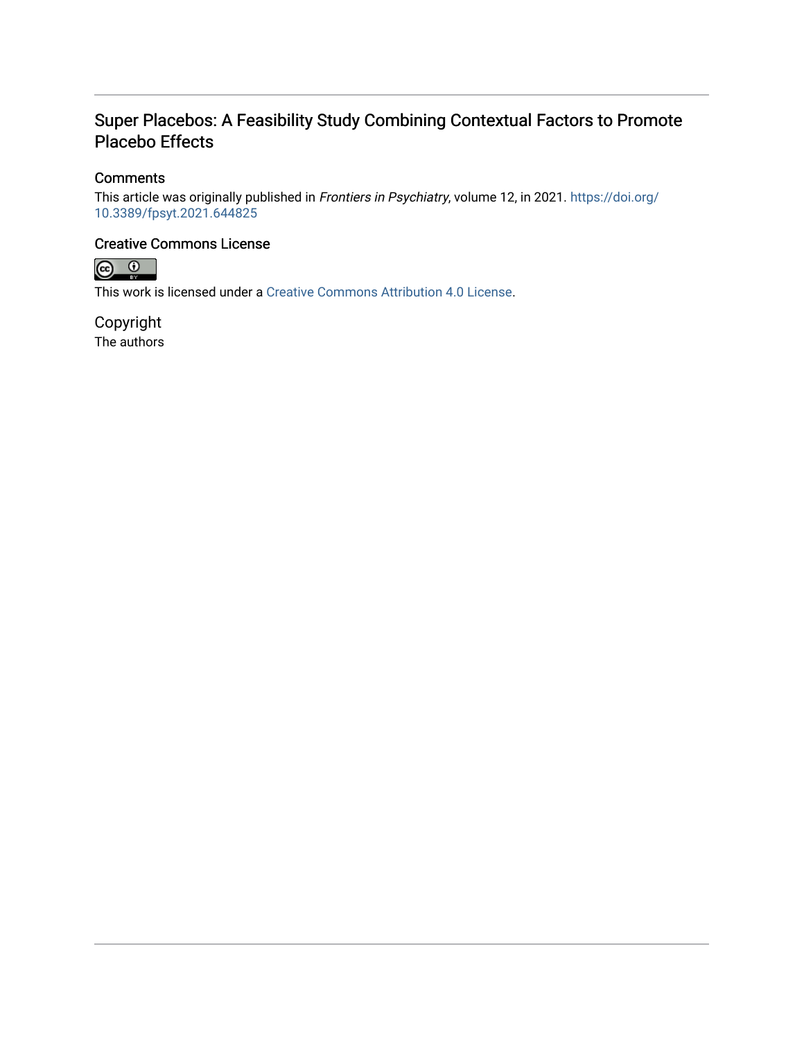# Super Placebos: A Feasibility Study Combining Contextual Factors to Promote Placebo Effects

## Comments

This article was originally published in *Frontiers in Psychiatry*, volume 12, in 2021. https://doi.org/10.3389/fpsyt.2021.644825

## Creative Commons License

This work is licensed under a Creative Commons Attribution 4.0 License.

## Copyright

The authors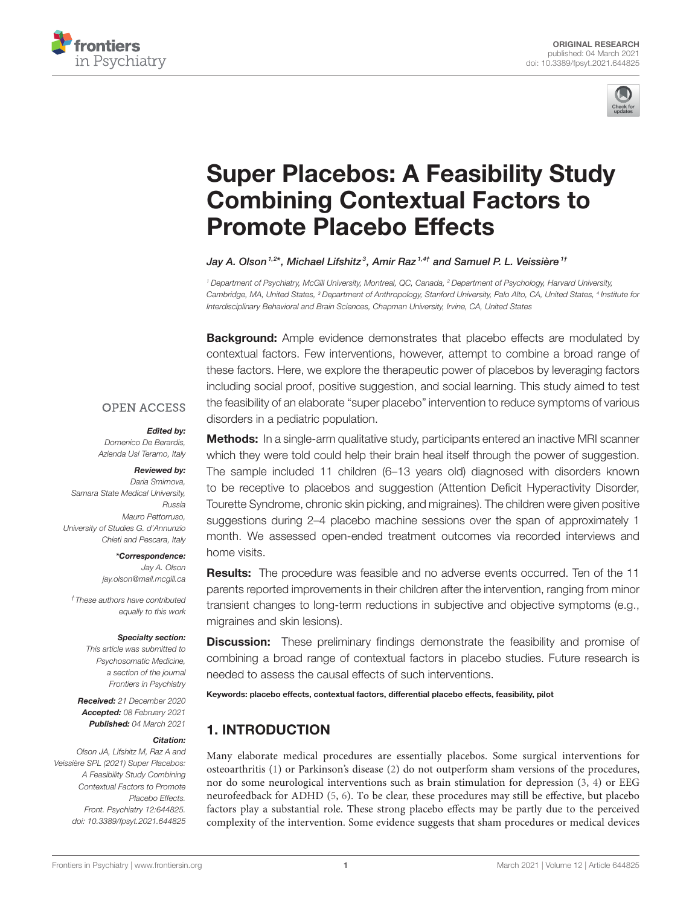# Super Placebos: A Feasibility Study Combining Contextual Factors to Promote Placebo Effects

*Jay A. Olson[1,2]*, Michael Lifshitz[3], Amir Raz[1,4†] and Samuel P. L. Veissière[1†]*

[1] Department of Psychiatry, McGill University, Montreal, QC, Canada, [2] Department of Psychology, Harvard University, Cambridge, MA, United States, [3] Department of Anthropology, Stanford University, Palo Alto, CA, United States, [4] Institute for Interdisciplinary Behavioral and Brain Sciences, Chapman University, Irvine, CA, United States

OPEN ACCESS

***Edited by:***
Domenico De Berardis,
Azienda Usl Teramo, Italy

***Reviewed by:***
Daria Smirnova,
Samara State Medical University, Russia
Mauro Pettorruso,
University of Studies G. d'Annunzio Chieti and Pescara, Italy

***\*Correspondence:***
Jay A. Olson
jay.olson@mail.mcgill.ca

†These authors have contributed equally to this work

***Specialty section:***
This article was submitted to Psychosomatic Medicine, a section of the journal Frontiers in Psychiatry

***Received:*** 21 December 2020
***Accepted:*** 08 February 2021
***Published:*** 04 March 2021

***Citation:***
Olson JA, Lifshitz M, Raz A and Veissière SPL (2021) Super Placebos: A Feasibility Study Combining Contextual Factors to Promote Placebo Effects. Front. Psychiatry 12:644825. doi: 10.3389/fpsyt.2021.644825

**Background:** Ample evidence demonstrates that placebo effects are modulated by contextual factors. Few interventions, however, attempt to combine a broad range of these factors. Here, we explore the therapeutic power of placebos by leveraging factors including social proof, positive suggestion, and social learning. This study aimed to test the feasibility of an elaborate "super placebo" intervention to reduce symptoms of various disorders in a pediatric population.

**Methods:** In a single-arm qualitative study, participants entered an inactive MRI scanner which they were told could help their brain heal itself through the power of suggestion. The sample included 11 children (6–13 years old) diagnosed with disorders known to be receptive to placebos and suggestion (Attention Deficit Hyperactivity Disorder, Tourette Syndrome, chronic skin picking, and migraines). The children were given positive suggestions during 2–4 placebo machine sessions over the span of approximately 1 month. We assessed open-ended treatment outcomes via recorded interviews and home visits.

**Results:** The procedure was feasible and no adverse events occurred. Ten of the 11 parents reported improvements in their children after the intervention, ranging from minor transient changes to long-term reductions in subjective and objective symptoms (e.g., migraines and skin lesions).

**Discussion:** These preliminary findings demonstrate the feasibility and promise of combining a broad range of contextual factors in placebo studies. Future research is needed to assess the causal effects of such interventions.

**Keywords: placebo effects, contextual factors, differential placebo effects, feasibility, pilot**

## 1. INTRODUCTION

Many elaborate medical procedures are essentially placebos. Some surgical interventions for osteoarthritis (1) or Parkinson's disease (2) do not outperform sham versions of the procedures, nor do some neurological interventions such as brain stimulation for depression (3, 4) or EEG neurofeedback for ADHD (5, 6). To be clear, these procedures may still be effective, but placebo factors play a substantial role. These strong placebo effects may be partly due to the perceived complexity of the intervention. Some evidence suggests that sham procedures or medical devices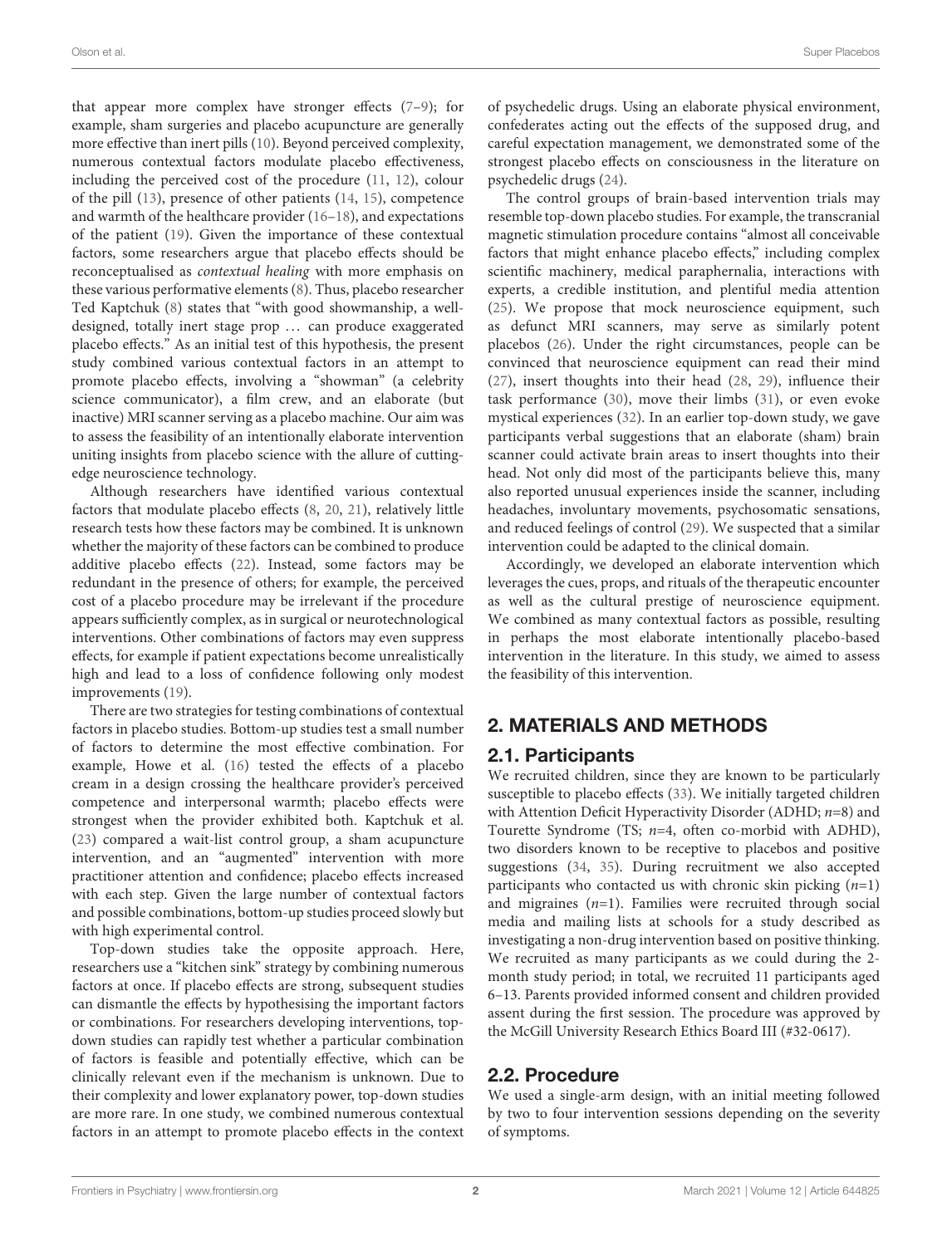that appear more complex have stronger effects (7–9); for example, sham surgeries and placebo acupuncture are generally more effective than inert pills (10). Beyond perceived complexity, numerous contextual factors modulate placebo effectiveness, including the perceived cost of the procedure (11, 12), colour of the pill (13), presence of other patients (14, 15), competence and warmth of the healthcare provider (16–18), and expectations of the patient (19). Given the importance of these contextual factors, some researchers argue that placebo effects should be reconceptualised as *contextual healing* with more emphasis on these various performative elements (8). Thus, placebo researcher Ted Kaptchuk (8) states that "with good showmanship, a well-designed, totally inert stage prop ... can produce exaggerated placebo effects." As an initial test of this hypothesis, the present study combined various contextual factors in an attempt to promote placebo effects, involving a "showman" (a celebrity science communicator), a film crew, and an elaborate (but inactive) MRI scanner serving as a placebo machine. Our aim was to assess the feasibility of an intentionally elaborate intervention uniting insights from placebo science with the allure of cutting-edge neuroscience technology.

Although researchers have identified various contextual factors that modulate placebo effects (8, 20, 21), relatively little research tests how these factors may be combined. It is unknown whether the majority of these factors can be combined to produce additive placebo effects (22). Instead, some factors may be redundant in the presence of others; for example, the perceived cost of a placebo procedure may be irrelevant if the procedure appears sufficiently complex, as in surgical or neurotechnological interventions. Other combinations of factors may even suppress effects, for example if patient expectations become unrealistically high and lead to a loss of confidence following only modest improvements (19).

There are two strategies for testing combinations of contextual factors in placebo studies. Bottom-up studies test a small number of factors to determine the most effective combination. For example, Howe et al. (16) tested the effects of a placebo cream in a design crossing the healthcare provider's perceived competence and interpersonal warmth; placebo effects were strongest when the provider exhibited both. Kaptchuk et al. (23) compared a wait-list control group, a sham acupuncture intervention, and an "augmented" intervention with more practitioner attention and confidence; placebo effects increased with each step. Given the large number of contextual factors and possible combinations, bottom-up studies proceed slowly but with high experimental control.

Top-down studies take the opposite approach. Here, researchers use a "kitchen sink" strategy by combining numerous factors at once. If placebo effects are strong, subsequent studies can dismantle the effects by hypothesising the important factors or combinations. For researchers developing interventions, top-down studies can rapidly test whether a particular combination of factors is feasible and potentially effective, which can be clinically relevant even if the mechanism is unknown. Due to their complexity and lower explanatory power, top-down studies are more rare. In one study, we combined numerous contextual factors in an attempt to promote placebo effects in the context of psychedelic drugs. Using an elaborate physical environment, confederates acting out the effects of the supposed drug, and careful expectation management, we demonstrated some of the strongest placebo effects on consciousness in the literature on psychedelic drugs (24).

The control groups of brain-based intervention trials may resemble top-down placebo studies. For example, the transcranial magnetic stimulation procedure contains "almost all conceivable factors that might enhance placebo effects," including complex scientific machinery, medical paraphernalia, interactions with experts, a credible institution, and plentiful media attention (25). We propose that mock neuroscience equipment, such as defunct MRI scanners, may serve as similarly potent placebos (26). Under the right circumstances, people can be convinced that neuroscience equipment can read their mind (27), insert thoughts into their head (28, 29), influence their task performance (30), move their limbs (31), or even evoke mystical experiences (32). In an earlier top-down study, we gave participants verbal suggestions that an elaborate (sham) brain scanner could activate brain areas to insert thoughts into their head. Not only did most of the participants believe this, many also reported unusual experiences inside the scanner, including headaches, involuntary movements, psychosomatic sensations, and reduced feelings of control (29). We suspected that a similar intervention could be adapted to the clinical domain.

Accordingly, we developed an elaborate intervention which leverages the cues, props, and rituals of the therapeutic encounter as well as the cultural prestige of neuroscience equipment. We combined as many contextual factors as possible, resulting in perhaps the most elaborate intentionally placebo-based intervention in the literature. In this study, we aimed to assess the feasibility of this intervention.

## 2. MATERIALS AND METHODS

### 2.1. Participants

We recruited children, since they are known to be particularly susceptible to placebo effects (33). We initially targeted children with Attention Deficit Hyperactivity Disorder (ADHD; $n$=8) and Tourette Syndrome (TS; $n$=4, often co-morbid with ADHD), two disorders known to be receptive to placebos and positive suggestions (34, 35). During recruitment we also accepted participants who contacted us with chronic skin picking ($n$=1) and migraines ($n$=1). Families were recruited through social media and mailing lists at schools for a study described as investigating a non-drug intervention based on positive thinking. We recruited as many participants as we could during the 2-month study period; in total, we recruited 11 participants aged 6–13. Parents provided informed consent and children provided assent during the first session. The procedure was approved by the McGill University Research Ethics Board III (#32-0617).

### 2.2. Procedure

We used a single-arm design, with an initial meeting followed by two to four intervention sessions depending on the severity of symptoms.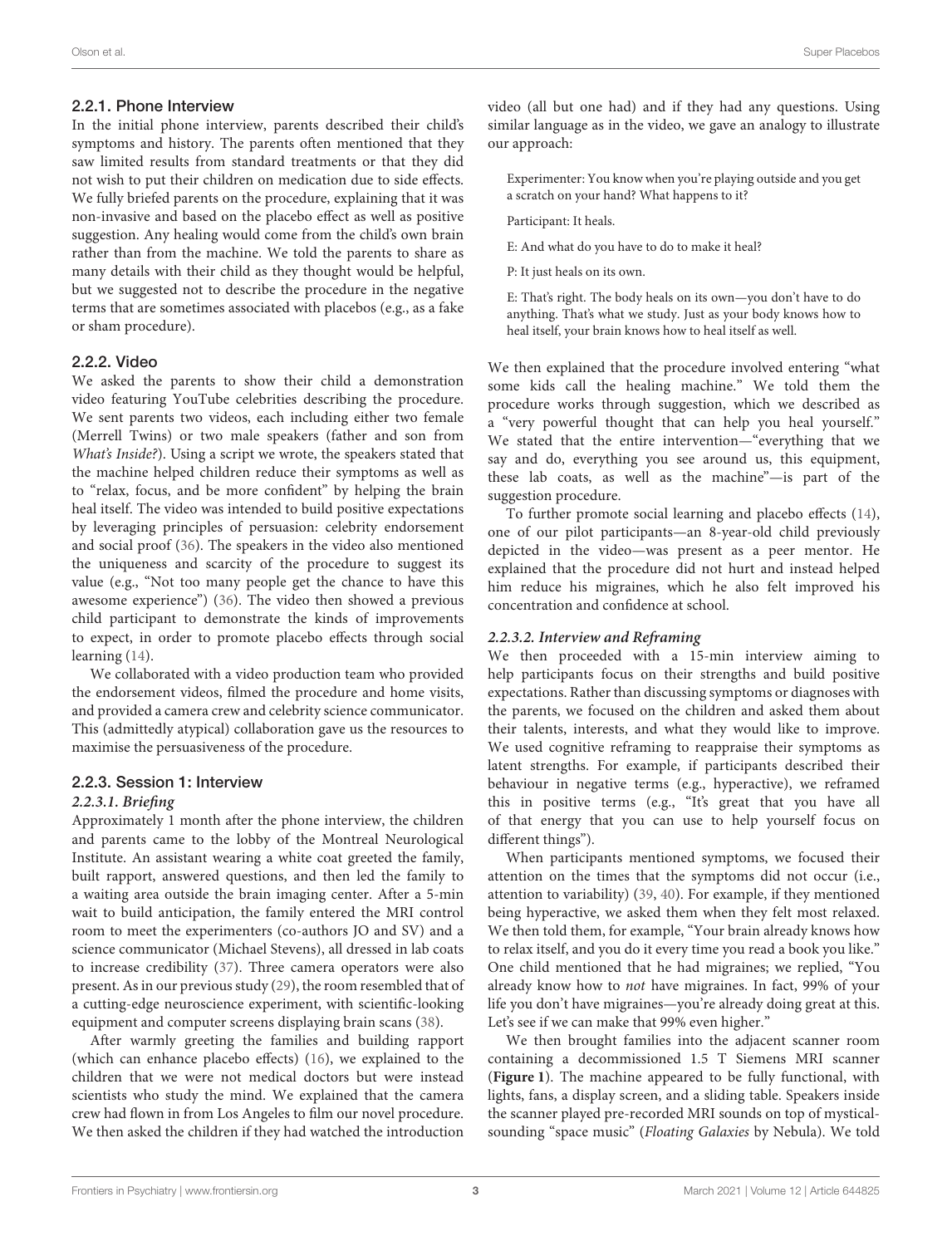### 2.2.1. Phone Interview

In the initial phone interview, parents described their child's symptoms and history. The parents often mentioned that they saw limited results from standard treatments or that they did not wish to put their children on medication due to side effects. We fully briefed parents on the procedure, explaining that it was non-invasive and based on the placebo effect as well as positive suggestion. Any healing would come from the child's own brain rather than from the machine. We told the parents to share as many details with their child as they thought would be helpful, but we suggested not to describe the procedure in the negative terms that are sometimes associated with placebos (e.g., as a fake or sham procedure).

### 2.2.2. Video

We asked the parents to show their child a demonstration video featuring YouTube celebrities describing the procedure. We sent parents two videos, each including either two female (Merrell Twins) or two male speakers (father and son from *What's Inside?*). Using a script we wrote, the speakers stated that the machine helped children reduce their symptoms as well as to "relax, focus, and be more confident" by helping the brain heal itself. The video was intended to build positive expectations by leveraging principles of persuasion: celebrity endorsement and social proof (36). The speakers in the video also mentioned the uniqueness and scarcity of the procedure to suggest its value (e.g., "Not too many people get the chance to have this awesome experience") (36). The video then showed a previous child participant to demonstrate the kinds of improvements to expect, in order to promote placebo effects through social learning (14).

We collaborated with a video production team who provided the endorsement videos, filmed the procedure and home visits, and provided a camera crew and celebrity science communicator. This (admittedly atypical) collaboration gave us the resources to maximise the persuasiveness of the procedure.

### 2.2.3. Session 1: Interview

#### *2.2.3.1. Briefing*

Approximately 1 month after the phone interview, the children and parents came to the lobby of the Montreal Neurological Institute. An assistant wearing a white coat greeted the family, built rapport, answered questions, and then led the family to a waiting area outside the brain imaging center. After a 5-min wait to build anticipation, the family entered the MRI control room to meet the experimenters (co-authors JO and SV) and a science communicator (Michael Stevens), all dressed in lab coats to increase credibility (37). Three camera operators were also present. As in our previous study (29), the room resembled that of a cutting-edge neuroscience experiment, with scientific-looking equipment and computer screens displaying brain scans (38).

After warmly greeting the families and building rapport (which can enhance placebo effects) (16), we explained to the children that we were not medical doctors but were instead scientists who study the mind. We explained that the camera crew had flown in from Los Angeles to film our novel procedure. We then asked the children if they had watched the introduction video (all but one had) and if they had any questions. Using similar language as in the video, we gave an analogy to illustrate our approach:

> Experimenter: You know when you're playing outside and you get a scratch on your hand? What happens to it?
>
> Participant: It heals.
>
> E: And what do you have to do to make it heal?
>
> P: It just heals on its own.
>
> E: That's right. The body heals on its own—you don't have to do anything. That's what we study. Just as your body knows how to heal itself, your brain knows how to heal itself as well.

We then explained that the procedure involved entering "what some kids call the healing machine." We told them the procedure works through suggestion, which we described as a "very powerful thought that can help you heal yourself." We stated that the entire intervention—"everything that we say and do, everything you see around us, this equipment, these lab coats, as well as the machine"—is part of the suggestion procedure.

To further promote social learning and placebo effects (14), one of our pilot participants—an 8-year-old child previously depicted in the video—was present as a peer mentor. He explained that the procedure did not hurt and instead helped him reduce his migraines, which he also felt improved his concentration and confidence at school.

#### *2.2.3.2. Interview and Reframing*

We then proceeded with a 15-min interview aiming to help participants focus on their strengths and build positive expectations. Rather than discussing symptoms or diagnoses with the parents, we focused on the children and asked them about their talents, interests, and what they would like to improve. We used cognitive reframing to reappraise their symptoms as latent strengths. For example, if participants described their behaviour in negative terms (e.g., hyperactive), we reframed this in positive terms (e.g., "It's great that you have all of that energy that you can use to help yourself focus on different things").

When participants mentioned symptoms, we focused their attention on the times that the symptoms did not occur (i.e., attention to variability) (39, 40). For example, if they mentioned being hyperactive, we asked them when they felt most relaxed. We then told them, for example, "Your brain already knows how to relax itself, and you do it every time you read a book you like." One child mentioned that he had migraines; we replied, "You already know how to *not* have migraines. In fact, 99% of your life you don't have migraines—you're already doing great at this. Let's see if we can make that 99% even higher."

We then brought families into the adjacent scanner room containing a decommissioned 1.5 T Siemens MRI scanner (**Figure 1**). The machine appeared to be fully functional, with lights, fans, a display screen, and a sliding table. Speakers inside the scanner played pre-recorded MRI sounds on top of mystical-sounding "space music" (*Floating Galaxies* by Nebula). We told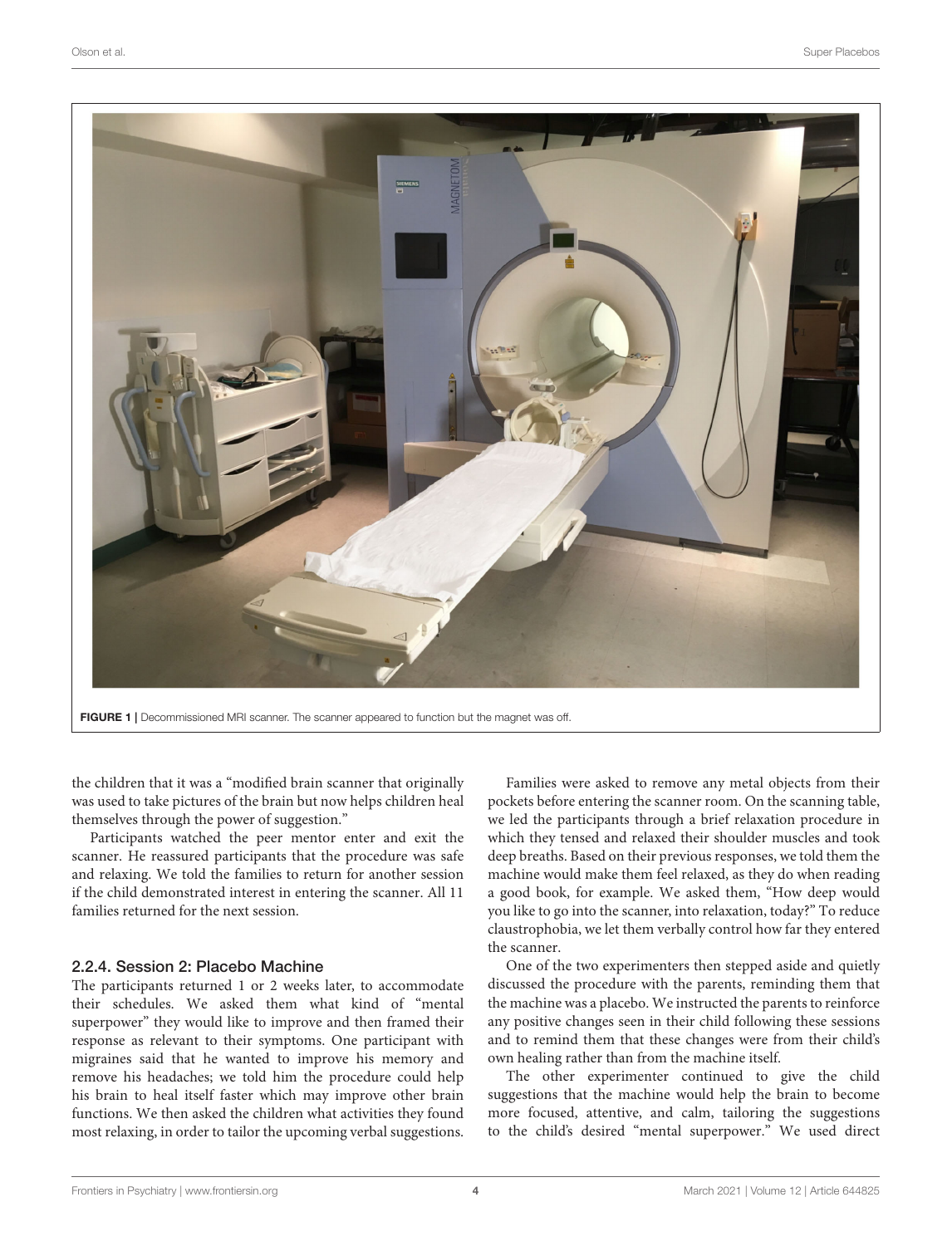FIGURE 1 | Decommissioned MRI scanner. The scanner appeared to function but the magnet was off.

the children that it was a "modified brain scanner that originally was used to take pictures of the brain but now helps children heal themselves through the power of suggestion."

Participants watched the peer mentor enter and exit the scanner. He reassured participants that the procedure was safe and relaxing. We told the families to return for another session if the child demonstrated interest in entering the scanner. All 11 families returned for the next session.

### 2.2.4. Session 2: Placebo Machine

The participants returned 1 or 2 weeks later, to accommodate their schedules. We asked them what kind of "mental superpower" they would like to improve and then framed their response as relevant to their symptoms. One participant with migraines said that he wanted to improve his memory and remove his headaches; we told him the procedure could help his brain to heal itself faster which may improve other brain functions. We then asked the children what activities they found most relaxing, in order to tailor the upcoming verbal suggestions.

Families were asked to remove any metal objects from their pockets before entering the scanner room. On the scanning table, we led the participants through a brief relaxation procedure in which they tensed and relaxed their shoulder muscles and took deep breaths. Based on their previous responses, we told them the machine would make them feel relaxed, as they do when reading a good book, for example. We asked them, "How deep would you like to go into the scanner, into relaxation, today?" To reduce claustrophobia, we let them verbally control how far they entered the scanner.

One of the two experimenters then stepped aside and quietly discussed the procedure with the parents, reminding them that the machine was a placebo. We instructed the parents to reinforce any positive changes seen in their child following these sessions and to remind them that these changes were from their child's own healing rather than from the machine itself.

The other experimenter continued to give the child suggestions that the machine would help the brain to become more focused, attentive, and calm, tailoring the suggestions to the child's desired "mental superpower." We used direct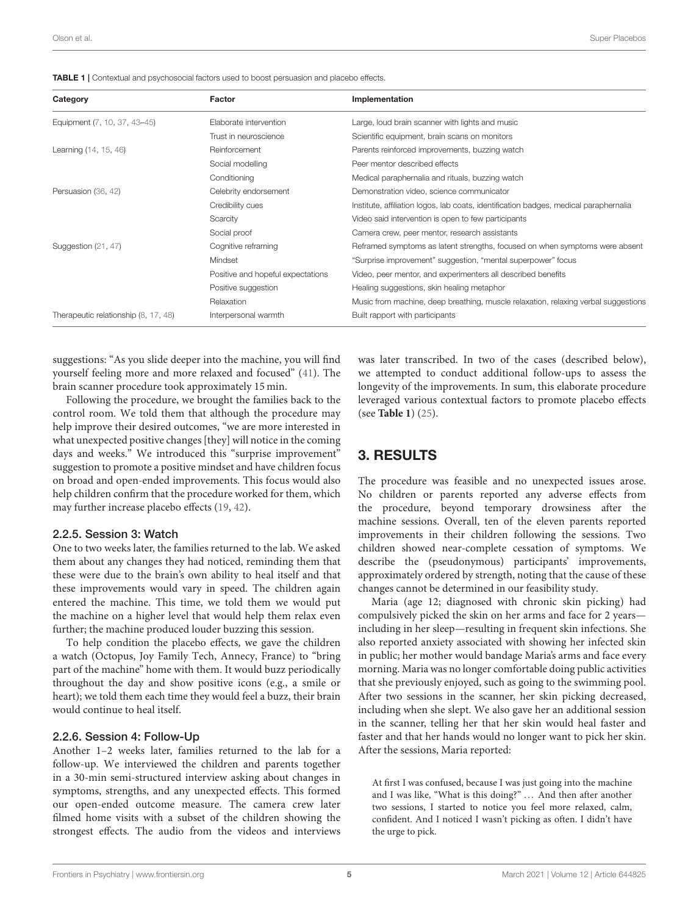**TABLE 1** | Contextual and psychosocial factors used to boost persuasion and placebo effects.

| Category | Factor | Implementation |
|---|---|---|
| Equipment (7, 10, 37, 43–45) | Elaborate intervention | Large, loud brain scanner with lights and music |
| | Trust in neuroscience | Scientific equipment, brain scans on monitors |
| Learning (14, 15, 46) | Reinforcement | Parents reinforced improvements, buzzing watch |
| | Social modelling | Peer mentor described effects |
| | Conditioning | Medical paraphernalia and rituals, buzzing watch |
| Persuasion (36, 42) | Celebrity endorsement | Demonstration video, science communicator |
| | Credibility cues | Institute, affiliation logos, lab coats, identification badges, medical paraphernalia |
| | Scarcity | Video said intervention is open to few participants |
| | Social proof | Camera crew, peer mentor, research assistants |
| Suggestion (21, 47) | Cognitive reframing | Reframed symptoms as latent strengths, focused on when symptoms were absent |
| | Mindset | "Surprise improvement" suggestion, "mental superpower" focus |
| | Positive and hopeful expectations | Video, peer mentor, and experimenters all described benefits |
| | Positive suggestion | Healing suggestions, skin healing metaphor |
| | Relaxation | Music from machine, deep breathing, muscle relaxation, relaxing verbal suggestions |
| Therapeutic relationship (8, 17, 48) | Interpersonal warmth | Built rapport with participants |

suggestions: "As you slide deeper into the machine, you will find yourself feeling more and more relaxed and focused" (41). The brain scanner procedure took approximately 15 min.

Following the procedure, we brought the families back to the control room. We told them that although the procedure may help improve their desired outcomes, "we are more interested in what unexpected positive changes [they] will notice in the coming days and weeks." We introduced this "surprise improvement" suggestion to promote a positive mindset and have children focus on broad and open-ended improvements. This focus would also help children confirm that the procedure worked for them, which may further increase placebo effects (19, 42).

### 2.2.5. Session 3: Watch

One to two weeks later, the families returned to the lab. We asked them about any changes they had noticed, reminding them that these were due to the brain's own ability to heal itself and that these improvements would vary in speed. The children again entered the machine. This time, we told them we would put the machine on a higher level that would help them relax even further; the machine produced louder buzzing this session.

To help condition the placebo effects, we gave the children a watch (Octopus, Joy Family Tech, Annecy, France) to "bring part of the machine" home with them. It would buzz periodically throughout the day and show positive icons (e.g., a smile or heart); we told them each time they would feel a buzz, their brain would continue to heal itself.

### 2.2.6. Session 4: Follow-Up

Another 1–2 weeks later, families returned to the lab for a follow-up. We interviewed the children and parents together in a 30-min semi-structured interview asking about changes in symptoms, strengths, and any unexpected effects. This formed our open-ended outcome measure. The camera crew later filmed home visits with a subset of the children showing the strongest effects. The audio from the videos and interviews was later transcribed. In two of the cases (described below), we attempted to conduct additional follow-ups to assess the longevity of the improvements. In sum, this elaborate procedure leveraged various contextual factors to promote placebo effects (see **Table 1**) (25).

## 3. RESULTS

The procedure was feasible and no unexpected issues arose. No children or parents reported any adverse effects from the procedure, beyond temporary drowsiness after the machine sessions. Overall, ten of the eleven parents reported improvements in their children following the sessions. Two children showed near-complete cessation of symptoms. We describe the (pseudonymous) participants' improvements, approximately ordered by strength, noting that the cause of these changes cannot be determined in our feasibility study.

Maria (age 12; diagnosed with chronic skin picking) had compulsively picked the skin on her arms and face for 2 years—including in her sleep—resulting in frequent skin infections. She also reported anxiety associated with showing her infected skin in public; her mother would bandage Maria's arms and face every morning. Maria was no longer comfortable doing public activities that she previously enjoyed, such as going to the swimming pool. After two sessions in the scanner, her skin picking decreased, including when she slept. We also gave her an additional session in the scanner, telling her that her skin would heal faster and faster and that her hands would no longer want to pick her skin. After the sessions, Maria reported:

> At first I was confused, because I was just going into the machine and I was like, "What is this doing?" … And then after another two sessions, I started to notice you feel more relaxed, calm, confident. And I noticed I wasn't picking as often. I didn't have the urge to pick.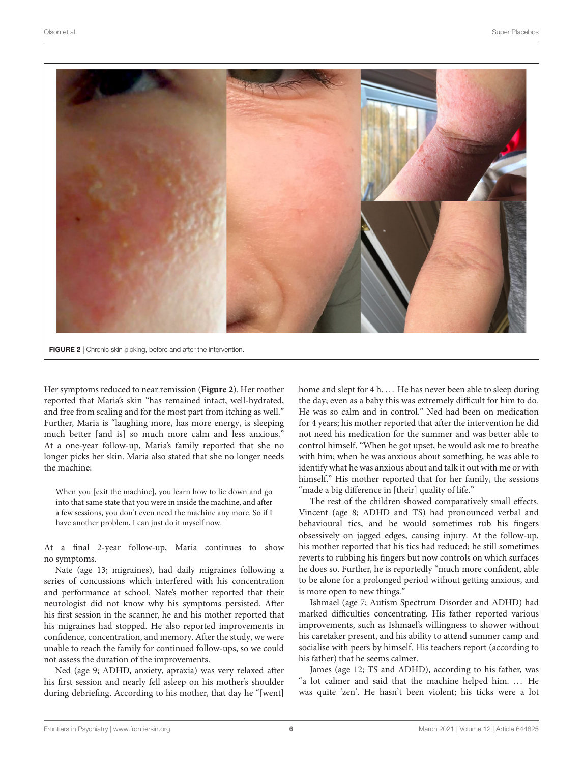FIGURE 2 | Chronic skin picking, before and after the intervention.

Her symptoms reduced to near remission (**Figure 2**). Her mother reported that Maria's skin "has remained intact, well-hydrated, and free from scaling and for the most part from itching as well." Further, Maria is "laughing more, has more energy, is sleeping much better [and is] so much more calm and less anxious." At a one-year follow-up, Maria's family reported that she no longer picks her skin. Maria also stated that she no longer needs the machine:

> When you [exit the machine], you learn how to lie down and go into that same state that you were in inside the machine, and after a few sessions, you don't even need the machine any more. So if I have another problem, I can just do it myself now.

At a final 2-year follow-up, Maria continues to show no symptoms.

Nate (age 13; migraines), had daily migraines following a series of concussions which interfered with his concentration and performance at school. Nate's mother reported that their neurologist did not know why his symptoms persisted. After his first session in the scanner, he and his mother reported that his migraines had stopped. He also reported improvements in confidence, concentration, and memory. After the study, we were unable to reach the family for continued follow-ups, so we could not assess the duration of the improvements.

Ned (age 9; ADHD, anxiety, apraxia) was very relaxed after his first session and nearly fell asleep on his mother's shoulder during debriefing. According to his mother, that day he "[went] home and slept for 4 h. … He has never been able to sleep during the day; even as a baby this was extremely difficult for him to do. He was so calm and in control." Ned had been on medication for 4 years; his mother reported that after the intervention he did not need his medication for the summer and was better able to control himself. "When he got upset, he would ask me to breathe with him; when he was anxious about something, he was able to identify what he was anxious about and talk it out with me or with himself." His mother reported that for her family, the sessions "made a big difference in [their] quality of life."

The rest of the children showed comparatively small effects. Vincent (age 8; ADHD and TS) had pronounced verbal and behavioural tics, and he would sometimes rub his fingers obsessively on jagged edges, causing injury. At the follow-up, his mother reported that his tics had reduced; he still sometimes reverts to rubbing his fingers but now controls on which surfaces he does so. Further, he is reportedly "much more confident, able to be alone for a prolonged period without getting anxious, and is more open to new things."

Ishmael (age 7; Autism Spectrum Disorder and ADHD) had marked difficulties concentrating. His father reported various improvements, such as Ishmael's willingness to shower without his caretaker present, and his ability to attend summer camp and socialise with peers by himself. His teachers report (according to his father) that he seems calmer.

James (age 12; TS and ADHD), according to his father, was "a lot calmer and said that the machine helped him. … He was quite 'zen'. He hasn't been violent; his ticks were a lot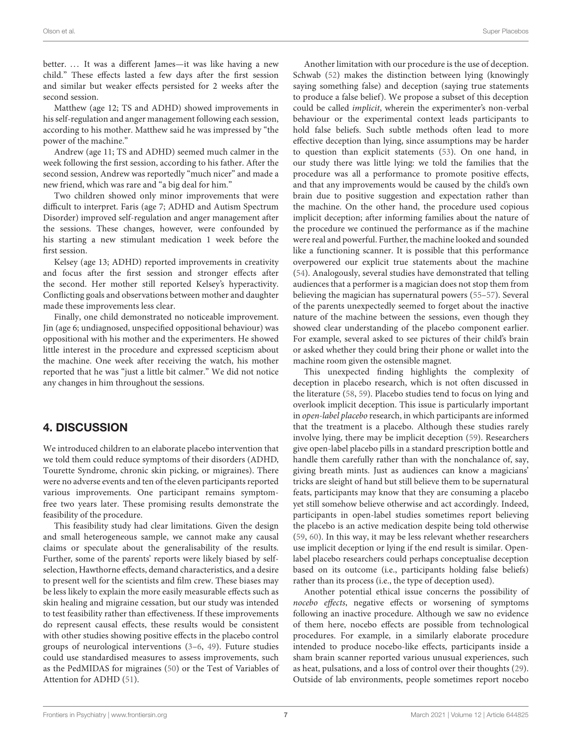better. … It was a different James—it was like having a new child." These effects lasted a few days after the first session and similar but weaker effects persisted for 2 weeks after the second session.

Matthew (age 12; TS and ADHD) showed improvements in his self-regulation and anger management following each session, according to his mother. Matthew said he was impressed by "the power of the machine."

Andrew (age 11; TS and ADHD) seemed much calmer in the week following the first session, according to his father. After the second session, Andrew was reportedly "much nicer" and made a new friend, which was rare and "a big deal for him."

Two children showed only minor improvements that were difficult to interpret. Faris (age 7; ADHD and Autism Spectrum Disorder) improved self-regulation and anger management after the sessions. These changes, however, were confounded by his starting a new stimulant medication 1 week before the first session.

Kelsey (age 13; ADHD) reported improvements in creativity and focus after the first session and stronger effects after the second. Her mother still reported Kelsey's hyperactivity. Conflicting goals and observations between mother and daughter made these improvements less clear.

Finally, one child demonstrated no noticeable improvement. Jin (age 6; undiagnosed, unspecified oppositional behaviour) was oppositional with his mother and the experimenters. He showed little interest in the procedure and expressed scepticism about the machine. One week after receiving the watch, his mother reported that he was "just a little bit calmer." We did not notice any changes in him throughout the sessions.

## 4. DISCUSSION

We introduced children to an elaborate placebo intervention that we told them could reduce symptoms of their disorders (ADHD, Tourette Syndrome, chronic skin picking, or migraines). There were no adverse events and ten of the eleven participants reported various improvements. One participant remains symptom-free two years later. These promising results demonstrate the feasibility of the procedure.

This feasibility study had clear limitations. Given the design and small heterogeneous sample, we cannot make any causal claims or speculate about the generalisability of the results. Further, some of the parents' reports were likely biased by self-selection, Hawthorne effects, demand characteristics, and a desire to present well for the scientists and film crew. These biases may be less likely to explain the more easily measurable effects such as skin healing and migraine cessation, but our study was intended to test feasibility rather than effectiveness. If these improvements do represent causal effects, these results would be consistent with other studies showing positive effects in the placebo control groups of neurological interventions (3–6, 49). Future studies could use standardised measures to assess improvements, such as the PedMIDAS for migraines (50) or the Test of Variables of Attention for ADHD (51).

Another limitation with our procedure is the use of deception. Schwab (52) makes the distinction between lying (knowingly saying something false) and deception (saying true statements to produce a false belief). We propose a subset of this deception could be called *implicit*, wherein the experimenter's non-verbal behaviour or the experimental context leads participants to hold false beliefs. Such subtle methods often lead to more effective deception than lying, since assumptions may be harder to question than explicit statements (53). On one hand, in our study there was little lying: we told the families that the procedure was all a performance to promote positive effects, and that any improvements would be caused by the child's own brain due to positive suggestion and expectation rather than the machine. On the other hand, the procedure used copious implicit deception; after informing families about the nature of the procedure we continued the performance as if the machine were real and powerful. Further, the machine looked and sounded like a functioning scanner. It is possible that this performance overpowered our explicit true statements about the machine (54). Analogously, several studies have demonstrated that telling audiences that a performer is a magician does not stop them from believing the magician has supernatural powers (55–57). Several of the parents unexpectedly seemed to forget about the inactive nature of the machine between the sessions, even though they showed clear understanding of the placebo component earlier. For example, several asked to see pictures of their child's brain or asked whether they could bring their phone or wallet into the machine room given the ostensible magnet.

This unexpected finding highlights the complexity of deception in placebo research, which is not often discussed in the literature (58, 59). Placebo studies tend to focus on lying and overlook implicit deception. This issue is particularly important in *open-label placebo* research, in which participants are informed that the treatment is a placebo. Although these studies rarely involve lying, there may be implicit deception (59). Researchers give open-label placebo pills in a standard prescription bottle and handle them carefully rather than with the nonchalance of, say, giving breath mints. Just as audiences can know a magicians' tricks are sleight of hand but still believe them to be supernatural feats, participants may know that they are consuming a placebo yet still somehow believe otherwise and act accordingly. Indeed, participants in open-label studies sometimes report believing the placebo is an active medication despite being told otherwise (59, 60). In this way, it may be less relevant whether researchers use implicit deception or lying if the end result is similar. Open-label placebo researchers could perhaps conceptualise deception based on its outcome (i.e., participants holding false beliefs) rather than its process (i.e., the type of deception used).

Another potential ethical issue concerns the possibility of *nocebo effects*, negative effects or worsening of symptoms following an inactive procedure. Although we saw no evidence of them here, nocebo effects are possible from technological procedures. For example, in a similarly elaborate procedure intended to produce nocebo-like effects, participants inside a sham brain scanner reported various unusual experiences, such as heat, pulsations, and a loss of control over their thoughts (29). Outside of lab environments, people sometimes report nocebo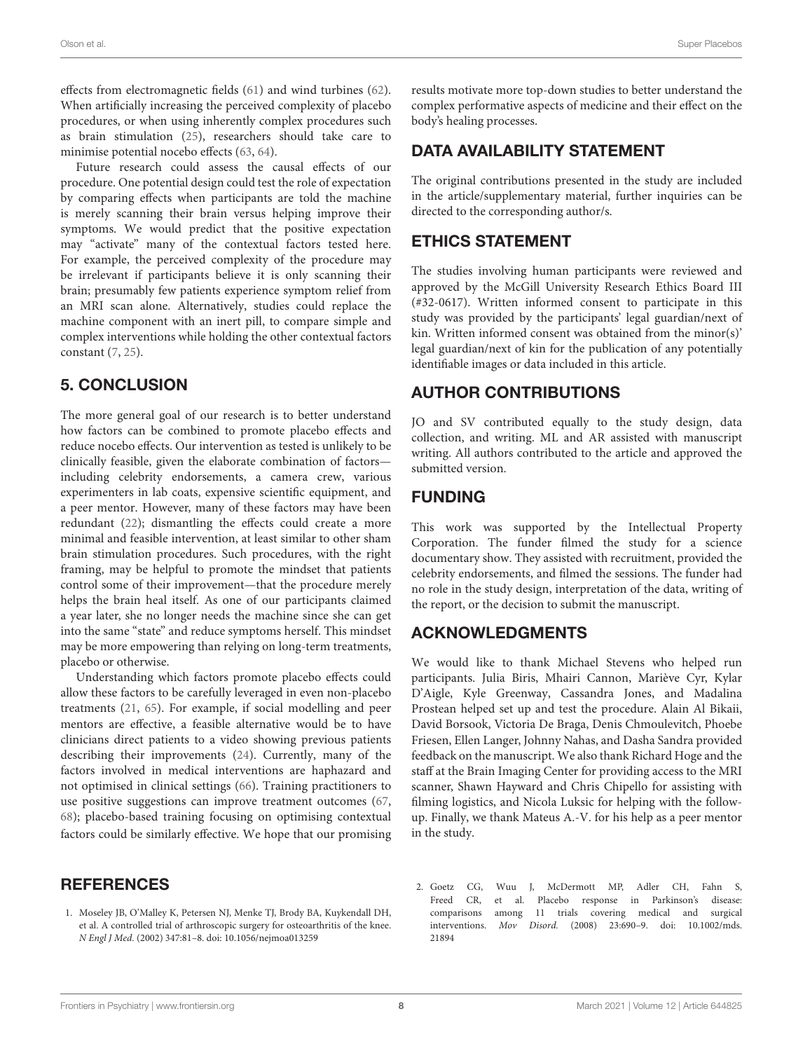effects from electromagnetic fields (61) and wind turbines (62). When artificially increasing the perceived complexity of placebo procedures, or when using inherently complex procedures such as brain stimulation (25), researchers should take care to minimise potential nocebo effects (63, 64).

Future research could assess the causal effects of our procedure. One potential design could test the role of expectation by comparing effects when participants are told the machine is merely scanning their brain versus helping improve their symptoms. We would predict that the positive expectation may "activate" many of the contextual factors tested here. For example, the perceived complexity of the procedure may be irrelevant if participants believe it is only scanning their brain; presumably few patients experience symptom relief from an MRI scan alone. Alternatively, studies could replace the machine component with an inert pill, to compare simple and complex interventions while holding the other contextual factors constant (7, 25).

## 5. CONCLUSION

The more general goal of our research is to better understand how factors can be combined to promote placebo effects and reduce nocebo effects. Our intervention as tested is unlikely to be clinically feasible, given the elaborate combination of factors—including celebrity endorsements, a camera crew, various experimenters in lab coats, expensive scientific equipment, and a peer mentor. However, many of these factors may have been redundant (22); dismantling the effects could create a more minimal and feasible intervention, at least similar to other sham brain stimulation procedures. Such procedures, with the right framing, may be helpful to promote the mindset that patients control some of their improvement—that the procedure merely helps the brain heal itself. As one of our participants claimed a year later, she no longer needs the machine since she can get into the same "state" and reduce symptoms herself. This mindset may be more empowering than relying on long-term treatments, placebo or otherwise.

Understanding which factors promote placebo effects could allow these factors to be carefully leveraged in even non-placebo treatments (21, 65). For example, if social modelling and peer mentors are effective, a feasible alternative would be to have clinicians direct patients to a video showing previous patients describing their improvements (24). Currently, many of the factors involved in medical interventions are haphazard and not optimised in clinical settings (66). Training practitioners to use positive suggestions can improve treatment outcomes (67, 68); placebo-based training focusing on optimising contextual factors could be similarly effective. We hope that our promising results motivate more top-down studies to better understand the complex performative aspects of medicine and their effect on the body's healing processes.

## DATA AVAILABILITY STATEMENT

The original contributions presented in the study are included in the article/supplementary material, further inquiries can be directed to the corresponding author/s.

## ETHICS STATEMENT

The studies involving human participants were reviewed and approved by the McGill University Research Ethics Board III (#32-0617). Written informed consent to participate in this study was provided by the participants' legal guardian/next of kin. Written informed consent was obtained from the minor(s)' legal guardian/next of kin for the publication of any potentially identifiable images or data included in this article.

## AUTHOR CONTRIBUTIONS

JO and SV contributed equally to the study design, data collection, and writing. ML and AR assisted with manuscript writing. All authors contributed to the article and approved the submitted version.

## FUNDING

This work was supported by the Intellectual Property Corporation. The funder filmed the study for a science documentary show. They assisted with recruitment, provided the celebrity endorsements, and filmed the sessions. The funder had no role in the study design, interpretation of the data, writing of the report, or the decision to submit the manuscript.

## ACKNOWLEDGMENTS

We would like to thank Michael Stevens who helped run participants. Julia Biris, Mhairi Cannon, Mariève Cyr, Kylar D'Aigle, Kyle Greenway, Cassandra Jones, and Madalina Prostean helped set up and test the procedure. Alain Al Bikaii, David Borsook, Victoria De Braga, Denis Chmoulevitch, Phoebe Friesen, Ellen Langer, Johnny Nahas, and Dasha Sandra provided feedback on the manuscript. We also thank Richard Hoge and the staff at the Brain Imaging Center for providing access to the MRI scanner, Shawn Hayward and Chris Chipello for assisting with filming logistics, and Nicola Luksic for helping with the follow-up. Finally, we thank Mateus A.-V. for his help as a peer mentor in the study.

## REFERENCES

1. Moseley JB, O'Malley K, Petersen NJ, Menke TJ, Brody BA, Kuykendall DH, et al. A controlled trial of arthroscopic surgery for osteoarthritis of the knee. *N Engl J Med.* (2002) 347:81–8. doi: 10.1056/nejmoa013259
2. Goetz CG, Wuu J, McDermott MP, Adler CH, Fahn S, Freed CR, et al. Placebo response in Parkinson's disease: comparisons among 11 trials covering medical and surgical interventions. *Mov Disord.* (2008) 23:690–9. doi: 10.1002/mds.21894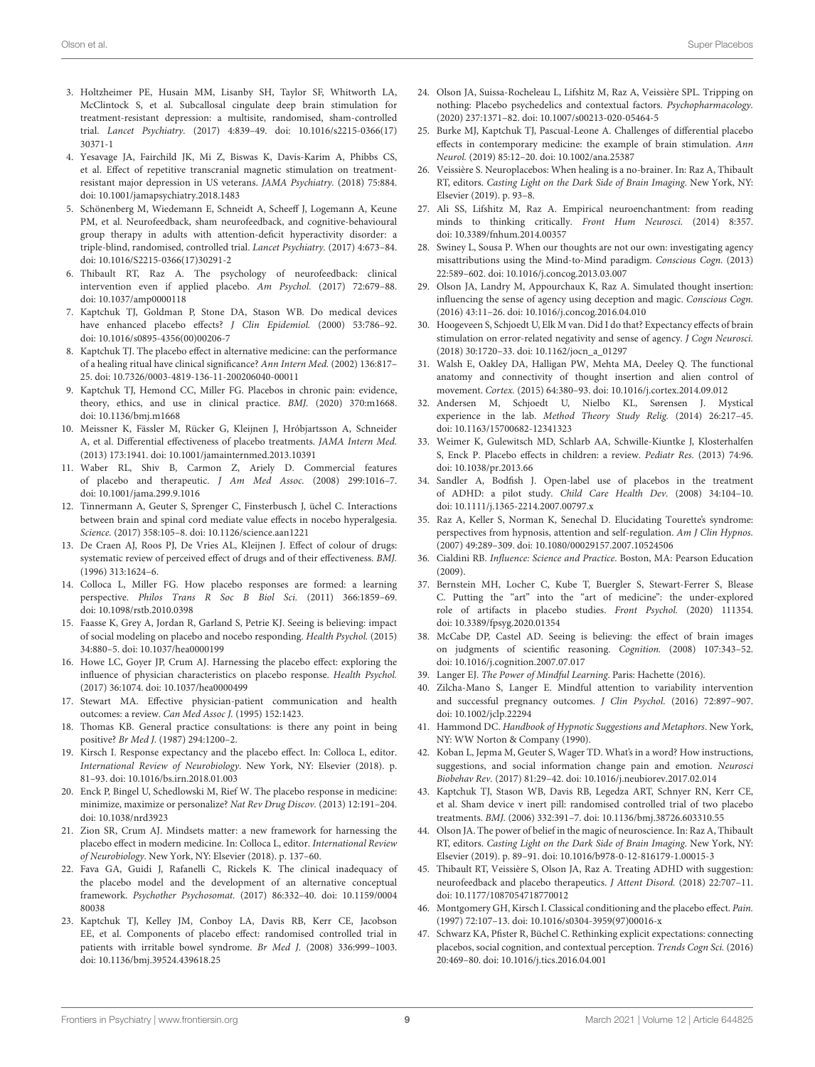3. Holtzheimer PE, Husain MM, Lisanby SH, Taylor SF, Whitworth LA, McClintock S, et al. Subcallosal cingulate deep brain stimulation for treatment-resistant depression: a multisite, randomised, sham-controlled trial. *Lancet Psychiatry.* (2017) 4:839–49. doi: 10.1016/s2215-0366(17)30371-1
4. Yesavage JA, Fairchild JK, Mi Z, Biswas K, Davis-Karim A, Phibbs CS, et al. Effect of repetitive transcranial magnetic stimulation on treatment-resistant major depression in US veterans. *JAMA Psychiatry.* (2018) 75:884. doi: 10.1001/jamapsychiatry.2018.1483
5. Schönenberg M, Wiedemann E, Schneidt A, Scheeff J, Logemann A, Keune PM, et al. Neurofeedback, sham neurofeedback, and cognitive-behavioural group therapy in adults with attention-deficit hyperactivity disorder: a triple-blind, randomised, controlled trial. *Lancet Psychiatry.* (2017) 4:673–84. doi: 10.1016/S2215-0366(17)30291-2
6. Thibault RT, Raz A. The psychology of neurofeedback: clinical intervention even if applied placebo. *Am Psychol.* (2017) 72:679–88. doi: 10.1037/amp0000118
7. Kaptchuk TJ, Goldman P, Stone DA, Stason WB. Do medical devices have enhanced placebo effects? *J Clin Epidemiol.* (2000) 53:786–92. doi: 10.1016/s0895-4356(00)00206-7
8. Kaptchuk TJ. The placebo effect in alternative medicine: can the performance of a healing ritual have clinical significance? *Ann Intern Med.* (2002) 136:817–25. doi: 10.7326/0003-4819-136-11-200206040-00011
9. Kaptchuk TJ, Hemond CC, Miller FG. Placebos in chronic pain: evidence, theory, ethics, and use in clinical practice. *BMJ.* (2020) 370:m1668. doi: 10.1136/bmj.m1668
10. Meissner K, Fässler M, Rücker G, Kleijnen J, Hróbjartsson A, Schneider A, et al. Differential effectiveness of placebo treatments. *JAMA Intern Med.* (2013) 173:1941. doi: 10.1001/jamainternmed.2013.10391
11. Waber RL, Shiv B, Carmon Z, Ariely D. Commercial features of placebo and therapeutic. *J Am Med Assoc.* (2008) 299:1016–7. doi: 10.1001/jama.299.9.1016
12. Tinnermann A, Geuter S, Sprenger C, Finsterbusch J, üchel C. Interactions between brain and spinal cord mediate value effects in nocebo hyperalgesia. *Science.* (2017) 358:105–8. doi: 10.1126/science.aan1221
13. De Craen AJ, Roos PJ, De Vries AL, Kleijnen J. Effect of colour of drugs: systematic review of perceived effect of drugs and of their effectiveness. *BMJ.* (1996) 313:1624–6.
14. Colloca L, Miller FG. How placebo responses are formed: a learning perspective. *Philos Trans R Soc B Biol Sci.* (2011) 366:1859–69. doi: 10.1098/rstb.2010.0398
15. Faasse K, Grey A, Jordan R, Garland S, Petrie KJ. Seeing is believing: impact of social modeling on placebo and nocebo responding. *Health Psychol.* (2015) 34:880–5. doi: 10.1037/hea0000199
16. Howe LC, Goyer JP, Crum AJ. Harnessing the placebo effect: exploring the influence of physician characteristics on placebo response. *Health Psychol.* (2017) 36:1074. doi: 10.1037/hea0000499
17. Stewart MA. Effective physician-patient communication and health outcomes: a review. *Can Med Assoc J.* (1995) 152:1423.
18. Thomas KB. General practice consultations: is there any point in being positive? *Br Med J.* (1987) 294:1200–2.
19. Kirsch I. Response expectancy and the placebo effect. In: Colloca L, editor. *International Review of Neurobiology*. New York, NY: Elsevier (2018). p. 81–93. doi: 10.1016/bs.irn.2018.01.003
20. Enck P, Bingel U, Schedlowski M, Rief W. The placebo response in medicine: minimize, maximize or personalize? *Nat Rev Drug Discov.* (2013) 12:191–204. doi: 10.1038/nrd3923
21. Zion SR, Crum AJ. Mindsets matter: a new framework for harnessing the placebo effect in modern medicine. In: Colloca L, editor. *International Review of Neurobiology*. New York, NY: Elsevier (2018). p. 137–60.
22. Fava GA, Guidi J, Rafanelli C, Rickels K. The clinical inadequacy of the placebo model and the development of an alternative conceptual framework. *Psychother Psychosomat.* (2017) 86:332–40. doi: 10.1159/000480038
23. Kaptchuk TJ, Kelley JM, Conboy LA, Davis RB, Kerr CE, Jacobson EE, et al. Components of placebo effect: randomised controlled trial in patients with irritable bowel syndrome. *Br Med J.* (2008) 336:999–1003. doi: 10.1136/bmj.39524.439618.25
24. Olson JA, Suissa-Rocheleau L, Lifshitz M, Raz A, Veissière SPL. Tripping on nothing: Placebo psychedelics and contextual factors. *Psychopharmacology.* (2020) 237:1371–82. doi: 10.1007/s00213-020-05464-5
25. Burke MJ, Kaptchuk TJ, Pascual-Leone A. Challenges of differential placebo effects in contemporary medicine: the example of brain stimulation. *Ann Neurol.* (2019) 85:12–20. doi: 10.1002/ana.25387
26. Veissière S. Neuroplacebos: When healing is a no-brainer. In: Raz A, Thibault RT, editors. *Casting Light on the Dark Side of Brain Imaging*. New York, NY: Elsevier (2019). p. 93–8.
27. Ali SS, Lifshitz M, Raz A. Empirical neuroenchantment: from reading minds to thinking critically. *Front Hum Neurosci.* (2014) 8:357. doi: 10.3389/fnhum.2014.00357
28. Swiney L, Sousa P. When our thoughts are not our own: investigating agency misattributions using the Mind-to-Mind paradigm. *Conscious Cogn.* (2013) 22:589–602. doi: 10.1016/j.concog.2013.03.007
29. Olson JA, Landry M, Appourchaux K, Raz A. Simulated thought insertion: influencing the sense of agency using deception and magic. *Conscious Cogn.* (2016) 43:11–26. doi: 10.1016/j.concog.2016.04.010
30. Hoogeveen S, Schjoedt U, Elk M van. Did I do that? Expectancy effects of brain stimulation on error-related negativity and sense of agency. *J Cogn Neurosci.* (2018) 30:1720–33. doi: 10.1162/jocn_a_01297
31. Walsh E, Oakley DA, Halligan PW, Mehta MA, Deeley Q. The functional anatomy and connectivity of thought insertion and alien control of movement. *Cortex.* (2015) 64:380–93. doi: 10.1016/j.cortex.2014.09.012
32. Andersen M, Schjoedt U, Nielbo KL, Sørensen J. Mystical experience in the lab. *Method Theory Study Relig.* (2014) 26:217–45. doi: 10.1163/15700682-12341323
33. Weimer K, Gulewitsch MD, Schlarb AA, Schwille-Kiuntke J, Klosterhalfen S, Enck P. Placebo effects in children: a review. *Pediatr Res.* (2013) 74:96. doi: 10.1038/pr.2013.66
34. Sandler A, Bodfish J. Open-label use of placebos in the treatment of ADHD: a pilot study. *Child Care Health Dev.* (2008) 34:104–10. doi: 10.1111/j.1365-2214.2007.00797.x
35. Raz A, Keller S, Norman K, Senechal D. Elucidating Tourette's syndrome: perspectives from hypnosis, attention and self-regulation. *Am J Clin Hypnos.* (2007) 49:289–309. doi: 10.1080/00029157.2007.10524506
36. Cialdini RB. *Influence: Science and Practice*. Boston, MA: Pearson Education (2009).
37. Bernstein MH, Locher C, Kube T, Buergler S, Stewart-Ferrer S, Blease C. Putting the "art" into the "art of medicine": the under-explored role of artifacts in placebo studies. *Front Psychol.* (2020) 111354. doi: 10.3389/fpsyg.2020.01354
38. McCabe DP, Castel AD. Seeing is believing: the effect of brain images on judgments of scientific reasoning. *Cognition.* (2008) 107:343–52. doi: 10.1016/j.cognition.2007.07.017
39. Langer EJ. *The Power of Mindful Learning*. Paris: Hachette (2016).
40. Zilcha-Mano S, Langer E. Mindful attention to variability intervention and successful pregnancy outcomes. *J Clin Psychol.* (2016) 72:897–907. doi: 10.1002/jclp.22294
41. Hammond DC. *Handbook of Hypnotic Suggestions and Metaphors*. New York, NY: WW Norton & Company (1990).
42. Koban L, Jepma M, Geuter S, Wager TD. What's in a word? How instructions, suggestions, and social information change pain and emotion. *Neurosci Biobehav Rev.* (2017) 81:29–42. doi: 10.1016/j.neubiorev.2017.02.014
43. Kaptchuk TJ, Stason WB, Davis RB, Legedza ART, Schnyer RN, Kerr CE, et al. Sham device v inert pill: randomised controlled trial of two placebo treatments. *BMJ.* (2006) 332:391–7. doi: 10.1136/bmj.38726.603310.55
44. Olson JA. The power of belief in the magic of neuroscience. In: Raz A, Thibault RT, editors. *Casting Light on the Dark Side of Brain Imaging*. New York, NY: Elsevier (2019). p. 89–91. doi: 10.1016/b978-0-12-816179-1.00015-3
45. Thibault RT, Veissière S, Olson JA, Raz A. Treating ADHD with suggestion: neurofeedback and placebo therapeutics. *J Attent Disord.* (2018) 22:707–11. doi: 10.1177/1087054718770012
46. Montgomery GH, Kirsch I. Classical conditioning and the placebo effect. *Pain.* (1997) 72:107–13. doi: 10.1016/s0304-3959(97)00016-x
47. Schwarz KA, Pfister R, Büchel C. Rethinking explicit expectations: connecting placebos, social cognition, and contextual perception. *Trends Cogn Sci.* (2016) 20:469–80. doi: 10.1016/j.tics.2016.04.001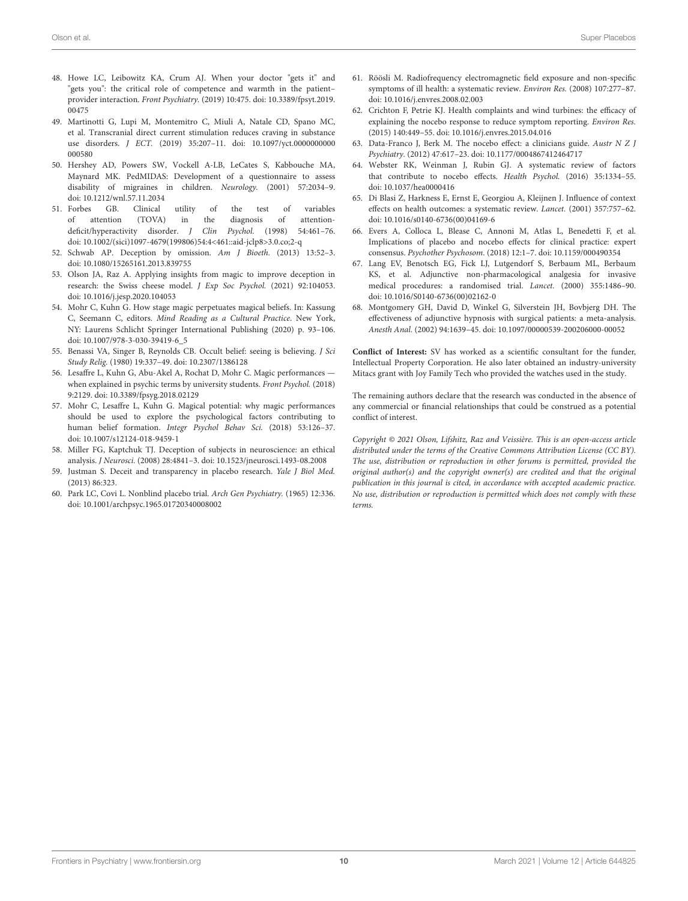48. Howe LC, Leibowitz KA, Crum AJ. When your doctor "gets it" and "gets you": the critical role of competence and warmth in the patient–provider interaction. *Front Psychiatry.* (2019) 10:475. doi: 10.3389/fpsyt.2019.00475
49. Martinotti G, Lupi M, Montemitro C, Miuli A, Natale CD, Spano MC, et al. Transcranial direct current stimulation reduces craving in substance use disorders. *J ECT.* (2019) 35:207–11. doi: 10.1097/yct.0000000000000580
50. Hershey AD, Powers SW, Vockell A-LB, LeCates S, Kabbouche MA, Maynard MK. PedMIDAS: Development of a questionnaire to assess disability of migraines in children. *Neurology.* (2001) 57:2034–9. doi: 10.1212/wnl.57.11.2034
51. Forbes GB. Clinical utility of the test of variables of attention (TOVA) in the diagnosis of attention-deficit/hyperactivity disorder. *J Clin Psychol.* (1998) 54:461–76. doi: 10.1002/(sici)1097-4679(199806)54:4<461::aid-jclp8>3.0.co;2-q
52. Schwab AP. Deception by omission. *Am J Bioeth.* (2013) 13:52–3. doi: 10.1080/15265161.2013.839755
53. Olson JA, Raz A. Applying insights from magic to improve deception in research: the Swiss cheese model. *J Exp Soc Psychol.* (2021) 92:104053. doi: 10.1016/j.jesp.2020.104053
54. Mohr C, Kuhn G. How stage magic perpetuates magical beliefs. In: Kassung C, Seemann C, editors. *Mind Reading as a Cultural Practice*. New York, NY: Laurens Schlicht Springer International Publishing (2020) p. 93–106. doi: 10.1007/978-3-030-39419-6_5
55. Benassi VA, Singer B, Reynolds CB. Occult belief: seeing is believing. *J Sci Study Relig.* (1980) 19:337–49. doi: 10.2307/1386128
56. Lesaffre L, Kuhn G, Abu-Akel A, Rochat D, Mohr C. Magic performances — when explained in psychic terms by university students. *Front Psychol.* (2018) 9:2129. doi: 10.3389/fpsyg.2018.02129
57. Mohr C, Lesaffre L, Kuhn G. Magical potential: why magic performances should be used to explore the psychological factors contributing to human belief formation. *Integr Psychol Behav Sci.* (2018) 53:126–37. doi: 10.1007/s12124-018-9459-1
58. Miller FG, Kaptchuk TJ. Deception of subjects in neuroscience: an ethical analysis. *J Neurosci.* (2008) 28:4841–3. doi: 10.1523/jneurosci.1493-08.2008
59. Justman S. Deceit and transparency in placebo research. *Yale J Biol Med.* (2013) 86:323.
60. Park LC, Covi L. Nonblind placebo trial. *Arch Gen Psychiatry.* (1965) 12:336. doi: 10.1001/archpsyc.1965.01720340008002
61. Röösli M. Radiofrequency electromagnetic field exposure and non-specific symptoms of ill health: a systematic review. *Environ Res.* (2008) 107:277–87. doi: 10.1016/j.envres.2008.02.003
62. Crichton F, Petrie KJ. Health complaints and wind turbines: the efficacy of explaining the nocebo response to reduce symptom reporting. *Environ Res.* (2015) 140:449–55. doi: 10.1016/j.envres.2015.04.016
63. Data-Franco J, Berk M. The nocebo effect: a clinicians guide. *Austr N Z J Psychiatry.* (2012) 47:617–23. doi: 10.1177/0004867412464717
64. Webster RK, Weinman J, Rubin GJ. A systematic review of factors that contribute to nocebo effects. *Health Psychol.* (2016) 35:1334–55. doi: 10.1037/hea0000416
65. Di Blasi Z, Harkness E, Ernst E, Georgiou A, Kleijnen J. Influence of context effects on health outcomes: a systematic review. *Lancet.* (2001) 357:757–62. doi: 10.1016/s0140-6736(00)04169-6
66. Evers A, Colloca L, Blease C, Annoni M, Atlas L, Benedetti F, et al. Implications of placebo and nocebo effects for clinical practice: expert consensus. *Psychother Psychosom.* (2018) 12:1–7. doi: 10.1159/000490354
67. Lang EV, Benotsch EG, Fick LJ, Lutgendorf S, Berbaum ML, Berbaum KS, et al. Adjunctive non-pharmacological analgesia for invasive medical procedures: a randomised trial. *Lancet.* (2000) 355:1486–90. doi: 10.1016/S0140-6736(00)02162-0
68. Montgomery GH, David D, Winkel G, Silverstein JH, Bovbjerg DH. The effectiveness of adjunctive hypnosis with surgical patients: a meta-analysis. *Anesth Anal.* (2002) 94:1639–45. doi: 10.1097/00000539-200206000-00052

**Conflict of Interest:** SV has worked as a scientific consultant for the funder, Intellectual Property Corporation. He also later obtained an industry-university Mitacs grant with Joy Family Tech who provided the watches used in the study.

The remaining authors declare that the research was conducted in the absence of any commercial or financial relationships that could be construed as a potential conflict of interest.

*Copyright © 2021 Olson, Lifshitz, Raz and Veissière. This is an open-access article distributed under the terms of the Creative Commons Attribution License (CC BY). The use, distribution or reproduction in other forums is permitted, provided the original author(s) and the copyright owner(s) are credited and that the original publication in this journal is cited, in accordance with accepted academic practice. No use, distribution or reproduction is permitted which does not comply with these terms.*